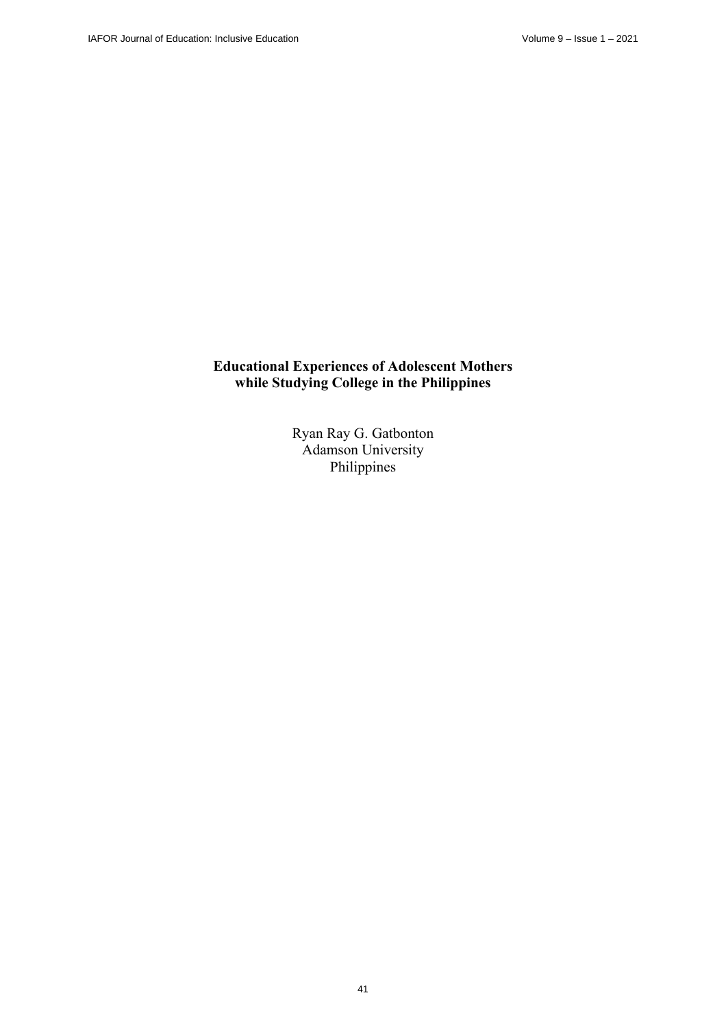# Educational Experiences of Adolescent Mothers while Studying College in the Philippines

Ryan Ray G. Gatbonton
Adamson University
Philippines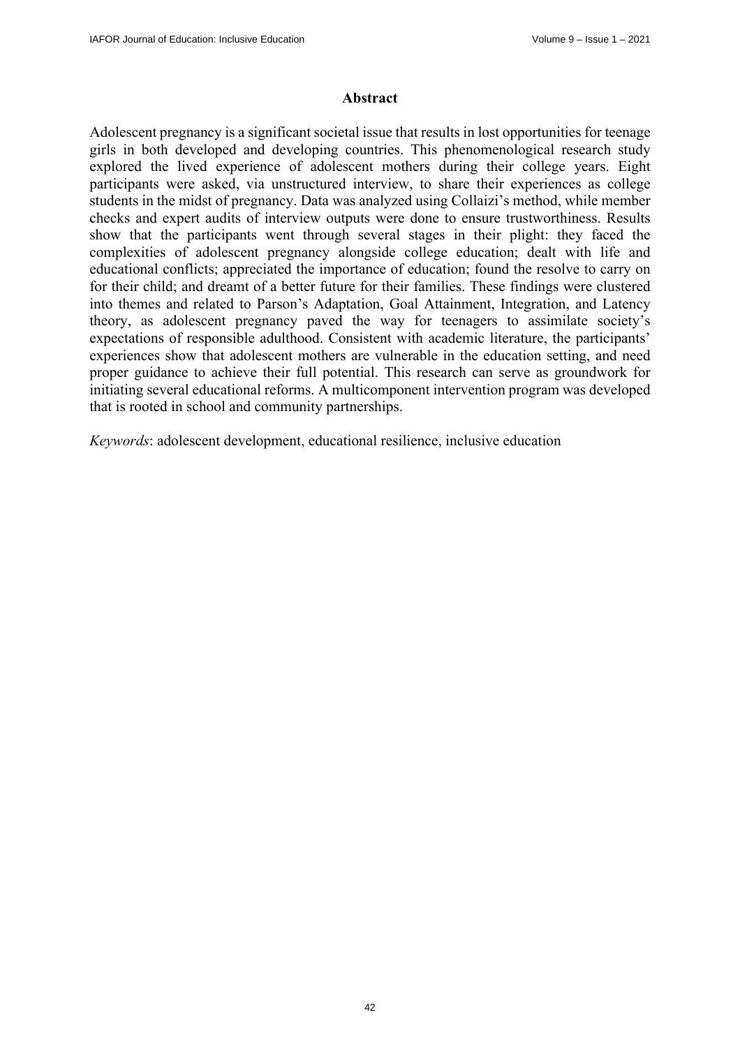## Abstract

Adolescent pregnancy is a significant societal issue that results in lost opportunities for teenage girls in both developed and developing countries. This phenomenological research study explored the lived experience of adolescent mothers during their college years. Eight participants were asked, via unstructured interview, to share their experiences as college students in the midst of pregnancy. Data was analyzed using Collaizi's method, while member checks and expert audits of interview outputs were done to ensure trustworthiness. Results show that the participants went through several stages in their plight: they faced the complexities of adolescent pregnancy alongside college education; dealt with life and educational conflicts; appreciated the importance of education; found the resolve to carry on for their child; and dreamt of a better future for their families. These findings were clustered into themes and related to Parson's Adaptation, Goal Attainment, Integration, and Latency theory, as adolescent pregnancy paved the way for teenagers to assimilate society's expectations of responsible adulthood. Consistent with academic literature, the participants' experiences show that adolescent mothers are vulnerable in the education setting, and need proper guidance to achieve their full potential. This research can serve as groundwork for initiating several educational reforms. A multicomponent intervention program was developed that is rooted in school and community partnerships.

*Keywords*: adolescent development, educational resilience, inclusive education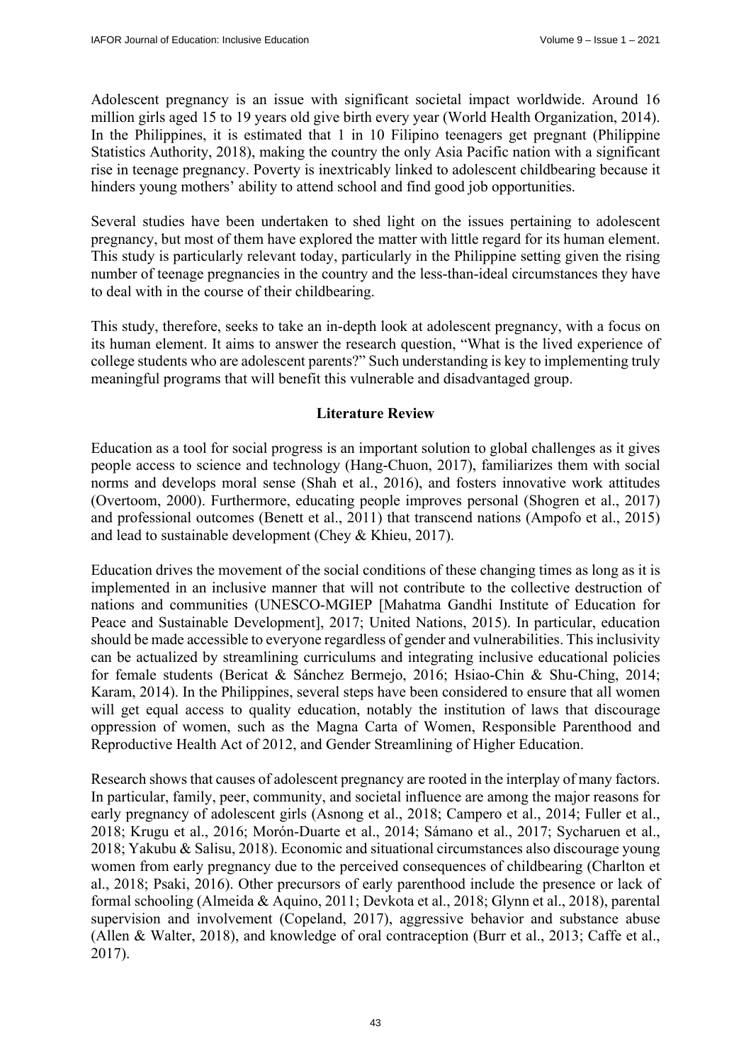Adolescent pregnancy is an issue with significant societal impact worldwide. Around 16 million girls aged 15 to 19 years old give birth every year (World Health Organization, 2014). In the Philippines, it is estimated that 1 in 10 Filipino teenagers get pregnant (Philippine Statistics Authority, 2018), making the country the only Asia Pacific nation with a significant rise in teenage pregnancy. Poverty is inextricably linked to adolescent childbearing because it hinders young mothers' ability to attend school and find good job opportunities.

Several studies have been undertaken to shed light on the issues pertaining to adolescent pregnancy, but most of them have explored the matter with little regard for its human element. This study is particularly relevant today, particularly in the Philippine setting given the rising number of teenage pregnancies in the country and the less-than-ideal circumstances they have to deal with in the course of their childbearing.

This study, therefore, seeks to take an in-depth look at adolescent pregnancy, with a focus on its human element. It aims to answer the research question, "What is the lived experience of college students who are adolescent parents?" Such understanding is key to implementing truly meaningful programs that will benefit this vulnerable and disadvantaged group.

## Literature Review

Education as a tool for social progress is an important solution to global challenges as it gives people access to science and technology (Hang-Chuon, 2017), familiarizes them with social norms and develops moral sense (Shah et al., 2016), and fosters innovative work attitudes (Overtoom, 2000). Furthermore, educating people improves personal (Shogren et al., 2017) and professional outcomes (Benett et al., 2011) that transcend nations (Ampofo et al., 2015) and lead to sustainable development (Chey & Khieu, 2017).

Education drives the movement of the social conditions of these changing times as long as it is implemented in an inclusive manner that will not contribute to the collective destruction of nations and communities (UNESCO-MGIEP [Mahatma Gandhi Institute of Education for Peace and Sustainable Development], 2017; United Nations, 2015). In particular, education should be made accessible to everyone regardless of gender and vulnerabilities. This inclusivity can be actualized by streamlining curriculums and integrating inclusive educational policies for female students (Bericat & Sánchez Bermejo, 2016; Hsiao-Chin & Shu-Ching, 2014; Karam, 2014). In the Philippines, several steps have been considered to ensure that all women will get equal access to quality education, notably the institution of laws that discourage oppression of women, such as the Magna Carta of Women, Responsible Parenthood and Reproductive Health Act of 2012, and Gender Streamlining of Higher Education.

Research shows that causes of adolescent pregnancy are rooted in the interplay of many factors. In particular, family, peer, community, and societal influence are among the major reasons for early pregnancy of adolescent girls (Asnong et al., 2018; Campero et al., 2014; Fuller et al., 2018; Krugu et al., 2016; Morón-Duarte et al., 2014; Sámano et al., 2017; Sycharuen et al., 2018; Yakubu & Salisu, 2018). Economic and situational circumstances also discourage young women from early pregnancy due to the perceived consequences of childbearing (Charlton et al., 2018; Psaki, 2016). Other precursors of early parenthood include the presence or lack of formal schooling (Almeida & Aquino, 2011; Devkota et al., 2018; Glynn et al., 2018), parental supervision and involvement (Copeland, 2017), aggressive behavior and substance abuse (Allen & Walter, 2018), and knowledge of oral contraception (Burr et al., 2013; Caffe et al., 2017).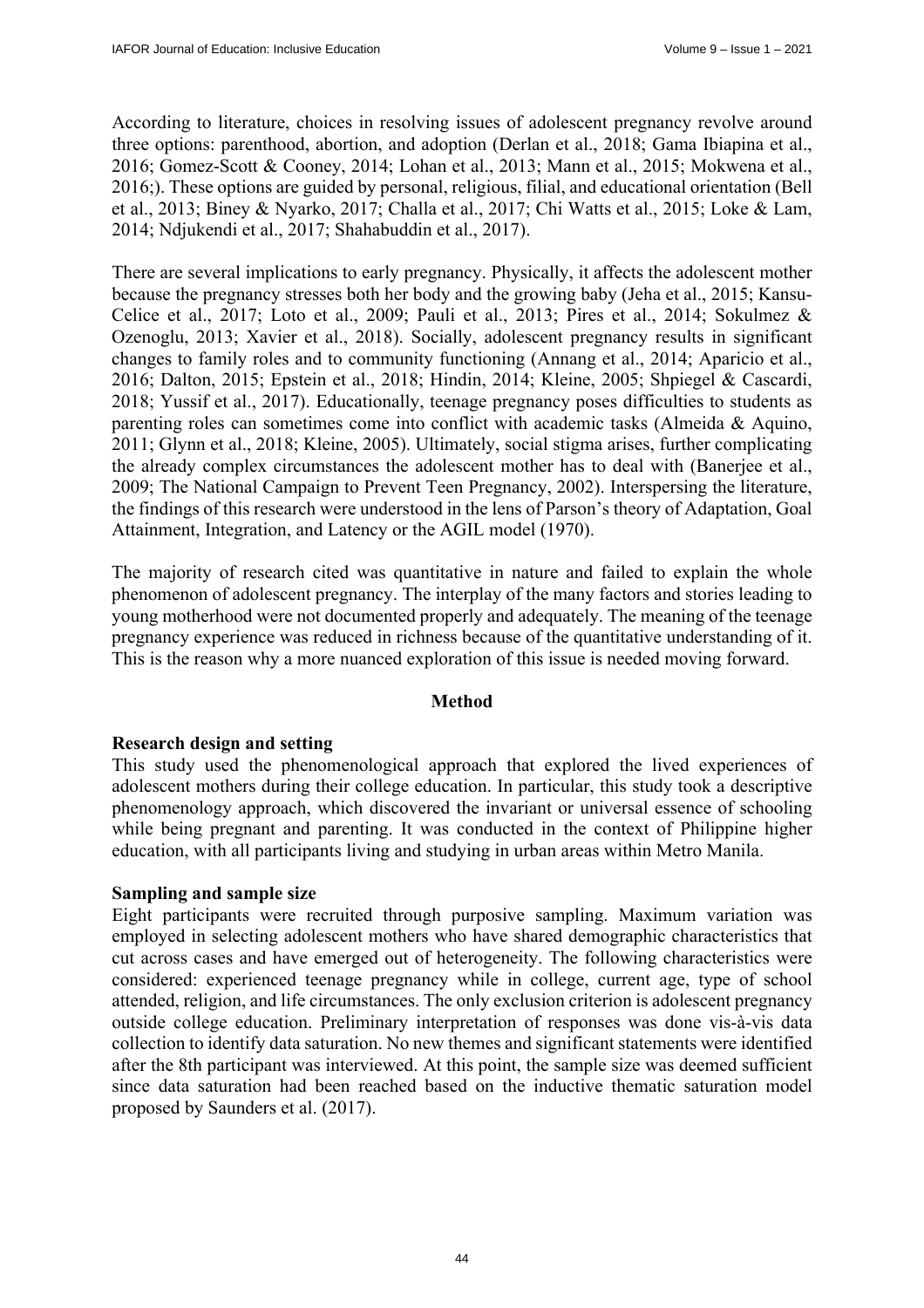According to literature, choices in resolving issues of adolescent pregnancy revolve around three options: parenthood, abortion, and adoption (Derlan et al., 2018; Gama Ibiapina et al., 2016; Gomez-Scott & Cooney, 2014; Lohan et al., 2013; Mann et al., 2015; Mokwena et al., 2016;). These options are guided by personal, religious, filial, and educational orientation (Bell et al., 2013; Biney & Nyarko, 2017; Challa et al., 2017; Chi Watts et al., 2015; Loke & Lam, 2014; Ndjukendi et al., 2017; Shahabuddin et al., 2017).

There are several implications to early pregnancy. Physically, it affects the adolescent mother because the pregnancy stresses both her body and the growing baby (Jeha et al., 2015; Kansu-Celice et al., 2017; Loto et al., 2009; Pauli et al., 2013; Pires et al., 2014; Sokulmez & Ozenoglu, 2013; Xavier et al., 2018). Socially, adolescent pregnancy results in significant changes to family roles and to community functioning (Annang et al., 2014; Aparicio et al., 2016; Dalton, 2015; Epstein et al., 2018; Hindin, 2014; Kleine, 2005; Shpiegel & Cascardi, 2018; Yussif et al., 2017). Educationally, teenage pregnancy poses difficulties to students as parenting roles can sometimes come into conflict with academic tasks (Almeida & Aquino, 2011; Glynn et al., 2018; Kleine, 2005). Ultimately, social stigma arises, further complicating the already complex circumstances the adolescent mother has to deal with (Banerjee et al., 2009; The National Campaign to Prevent Teen Pregnancy, 2002). Interspersing the literature, the findings of this research were understood in the lens of Parson's theory of Adaptation, Goal Attainment, Integration, and Latency or the AGIL model (1970).

The majority of research cited was quantitative in nature and failed to explain the whole phenomenon of adolescent pregnancy. The interplay of the many factors and stories leading to young motherhood were not documented properly and adequately. The meaning of the teenage pregnancy experience was reduced in richness because of the quantitative understanding of it. This is the reason why a more nuanced exploration of this issue is needed moving forward.

## Method

### Research design and setting

This study used the phenomenological approach that explored the lived experiences of adolescent mothers during their college education. In particular, this study took a descriptive phenomenology approach, which discovered the invariant or universal essence of schooling while being pregnant and parenting. It was conducted in the context of Philippine higher education, with all participants living and studying in urban areas within Metro Manila.

### Sampling and sample size

Eight participants were recruited through purposive sampling. Maximum variation was employed in selecting adolescent mothers who have shared demographic characteristics that cut across cases and have emerged out of heterogeneity. The following characteristics were considered: experienced teenage pregnancy while in college, current age, type of school attended, religion, and life circumstances. The only exclusion criterion is adolescent pregnancy outside college education. Preliminary interpretation of responses was done vis-à-vis data collection to identify data saturation. No new themes and significant statements were identified after the 8th participant was interviewed. At this point, the sample size was deemed sufficient since data saturation had been reached based on the inductive thematic saturation model proposed by Saunders et al. (2017).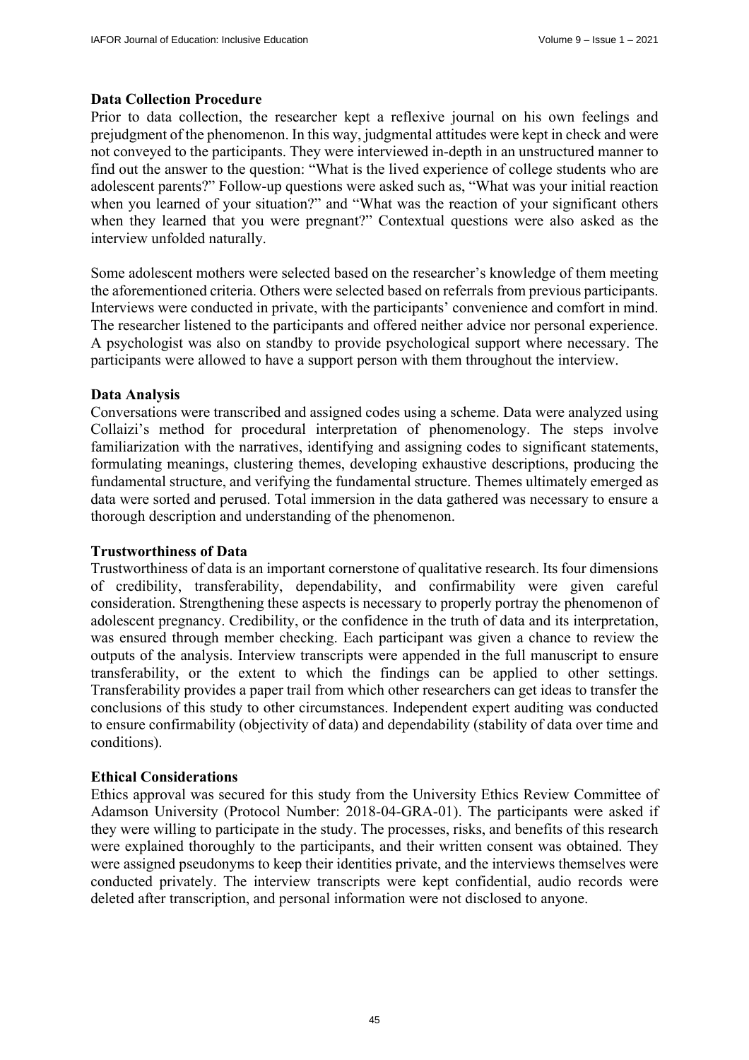### Data Collection Procedure

Prior to data collection, the researcher kept a reflexive journal on his own feelings and prejudgment of the phenomenon. In this way, judgmental attitudes were kept in check and were not conveyed to the participants. They were interviewed in-depth in an unstructured manner to find out the answer to the question: "What is the lived experience of college students who are adolescent parents?" Follow-up questions were asked such as, "What was your initial reaction when you learned of your situation?" and "What was the reaction of your significant others when they learned that you were pregnant?" Contextual questions were also asked as the interview unfolded naturally.

Some adolescent mothers were selected based on the researcher's knowledge of them meeting the aforementioned criteria. Others were selected based on referrals from previous participants. Interviews were conducted in private, with the participants' convenience and comfort in mind. The researcher listened to the participants and offered neither advice nor personal experience. A psychologist was also on standby to provide psychological support where necessary. The participants were allowed to have a support person with them throughout the interview.

### Data Analysis

Conversations were transcribed and assigned codes using a scheme. Data were analyzed using Collaizi's method for procedural interpretation of phenomenology. The steps involve familiarization with the narratives, identifying and assigning codes to significant statements, formulating meanings, clustering themes, developing exhaustive descriptions, producing the fundamental structure, and verifying the fundamental structure. Themes ultimately emerged as data were sorted and perused. Total immersion in the data gathered was necessary to ensure a thorough description and understanding of the phenomenon.

### Trustworthiness of Data

Trustworthiness of data is an important cornerstone of qualitative research. Its four dimensions of credibility, transferability, dependability, and confirmability were given careful consideration. Strengthening these aspects is necessary to properly portray the phenomenon of adolescent pregnancy. Credibility, or the confidence in the truth of data and its interpretation, was ensured through member checking. Each participant was given a chance to review the outputs of the analysis. Interview transcripts were appended in the full manuscript to ensure transferability, or the extent to which the findings can be applied to other settings. Transferability provides a paper trail from which other researchers can get ideas to transfer the conclusions of this study to other circumstances. Independent expert auditing was conducted to ensure confirmability (objectivity of data) and dependability (stability of data over time and conditions).

### Ethical Considerations

Ethics approval was secured for this study from the University Ethics Review Committee of Adamson University (Protocol Number: 2018-04-GRA-01). The participants were asked if they were willing to participate in the study. The processes, risks, and benefits of this research were explained thoroughly to the participants, and their written consent was obtained. They were assigned pseudonyms to keep their identities private, and the interviews themselves were conducted privately. The interview transcripts were kept confidential, audio records were deleted after transcription, and personal information were not disclosed to anyone.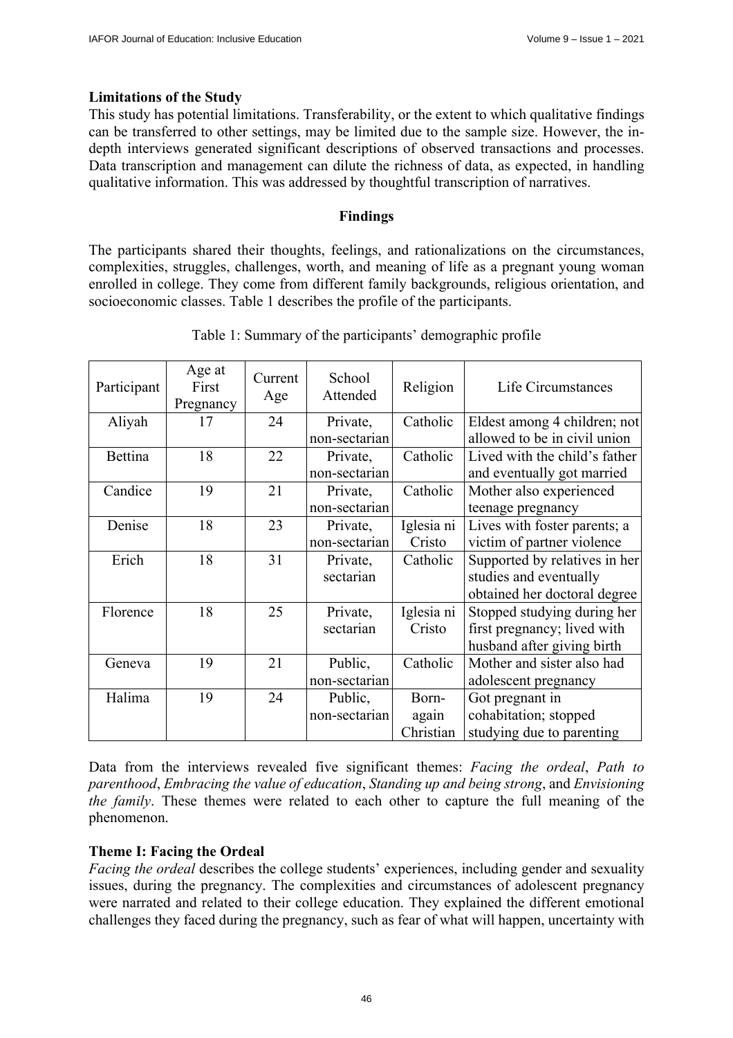### Limitations of the Study

This study has potential limitations. Transferability, or the extent to which qualitative findings can be transferred to other settings, may be limited due to the sample size. However, the in-depth interviews generated significant descriptions of observed transactions and processes. Data transcription and management can dilute the richness of data, as expected, in handling qualitative information. This was addressed by thoughtful transcription of narratives.

## Findings

The participants shared their thoughts, feelings, and rationalizations on the circumstances, complexities, struggles, challenges, worth, and meaning of life as a pregnant young woman enrolled in college. They come from different family backgrounds, religious orientation, and socioeconomic classes. Table 1 describes the profile of the participants.

Table 1: Summary of the participants' demographic profile

| Participant | Age at First Pregnancy | Current Age | School Attended | Religion | Life Circumstances |
|---|---|---|---|---|---|
| Aliyah | 17 | 24 | Private, non-sectarian | Catholic | Eldest among 4 children; not allowed to be in civil union |
| Bettina | 18 | 22 | Private, non-sectarian | Catholic | Lived with the child's father and eventually got married |
| Candice | 19 | 21 | Private, non-sectarian | Catholic | Mother also experienced teenage pregnancy |
| Denise | 18 | 23 | Private, non-sectarian | Iglesia ni Cristo | Lives with foster parents; a victim of partner violence |
| Erich | 18 | 31 | Private, sectarian | Catholic | Supported by relatives in her studies and eventually obtained her doctoral degree |
| Florence | 18 | 25 | Private, sectarian | Iglesia ni Cristo | Stopped studying during her first pregnancy; lived with husband after giving birth |
| Geneva | 19 | 21 | Public, non-sectarian | Catholic | Mother and sister also had adolescent pregnancy |
| Halima | 19 | 24 | Public, non-sectarian | Born-again Christian | Got pregnant in cohabitation; stopped studying due to parenting |

Data from the interviews revealed five significant themes: *Facing the ordeal*, *Path to parenthood*, *Embracing the value of education*, *Standing up and being strong*, and *Envisioning the family*. These themes were related to each other to capture the full meaning of the phenomenon.

### Theme I: Facing the Ordeal

*Facing the ordeal* describes the college students' experiences, including gender and sexuality issues, during the pregnancy. The complexities and circumstances of adolescent pregnancy were narrated and related to their college education. They explained the different emotional challenges they faced during the pregnancy, such as fear of what will happen, uncertainty with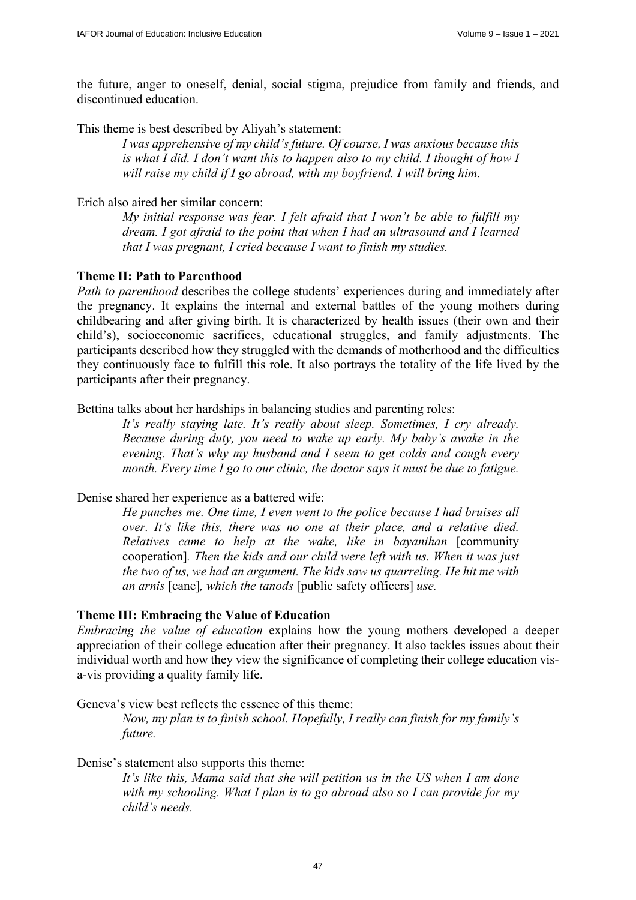the future, anger to oneself, denial, social stigma, prejudice from family and friends, and discontinued education.

This theme is best described by Aliyah's statement:

> *I was apprehensive of my child's future. Of course, I was anxious because this is what I did. I don't want this to happen also to my child. I thought of how I will raise my child if I go abroad, with my boyfriend. I will bring him.*

Erich also aired her similar concern:

> *My initial response was fear. I felt afraid that I won't be able to fulfill my dream. I got afraid to the point that when I had an ultrasound and I learned that I was pregnant, I cried because I want to finish my studies.*

**Theme II: Path to Parenthood**

*Path to parenthood* describes the college students' experiences during and immediately after the pregnancy. It explains the internal and external battles of the young mothers during childbearing and after giving birth. It is characterized by health issues (their own and their child's), socioeconomic sacrifices, educational struggles, and family adjustments. The participants described how they struggled with the demands of motherhood and the difficulties they continuously face to fulfill this role. It also portrays the totality of the life lived by the participants after their pregnancy.

Bettina talks about her hardships in balancing studies and parenting roles:

> *It's really staying late. It's really about sleep. Sometimes, I cry already. Because during duty, you need to wake up early. My baby's awake in the evening. That's why my husband and I seem to get colds and cough every month. Every time I go to our clinic, the doctor says it must be due to fatigue.*

Denise shared her experience as a battered wife:

> *He punches me. One time, I even went to the police because I had bruises all over. It's like this, there was no one at their place, and a relative died. Relatives came to help at the wake, like in bayanihan* [community cooperation]*. Then the kids and our child were left with us. When it was just the two of us, we had an argument. The kids saw us quarreling. He hit me with an arnis* [cane]*, which the tanods* [public safety officers] *use.*

**Theme III: Embracing the Value of Education**

*Embracing the value of education* explains how the young mothers developed a deeper appreciation of their college education after their pregnancy. It also tackles issues about their individual worth and how they view the significance of completing their college education vis-a-vis providing a quality family life.

Geneva's view best reflects the essence of this theme:

> *Now, my plan is to finish school. Hopefully, I really can finish for my family's future.*

Denise's statement also supports this theme:

> *It's like this, Mama said that she will petition us in the US when I am done with my schooling. What I plan is to go abroad also so I can provide for my child's needs.*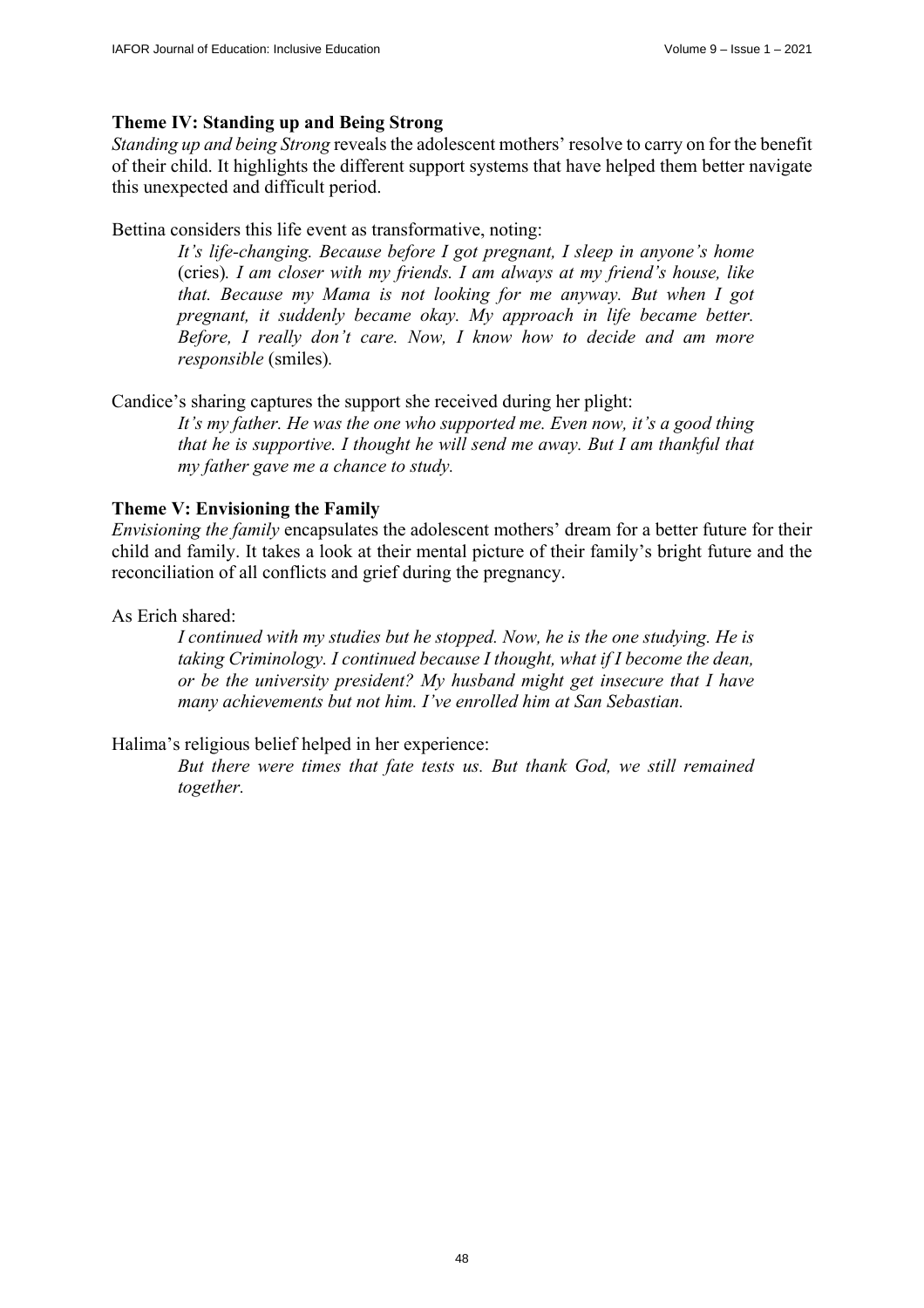### Theme IV: Standing up and Being Strong

*Standing up and being Strong* reveals the adolescent mothers' resolve to carry on for the benefit of their child. It highlights the different support systems that have helped them better navigate this unexpected and difficult period.

Bettina considers this life event as transformative, noting:

> *It's life-changing. Because before I got pregnant, I sleep in anyone's home* (cries)*. I am closer with my friends. I am always at my friend's house, like that. Because my Mama is not looking for me anyway. But when I got pregnant, it suddenly became okay. My approach in life became better. Before, I really don't care. Now, I know how to decide and am more responsible* (smiles)*.*

Candice's sharing captures the support she received during her plight:

> *It's my father. He was the one who supported me. Even now, it's a good thing that he is supportive. I thought he will send me away. But I am thankful that my father gave me a chance to study.*

### Theme V: Envisioning the Family

*Envisioning the family* encapsulates the adolescent mothers' dream for a better future for their child and family. It takes a look at their mental picture of their family's bright future and the reconciliation of all conflicts and grief during the pregnancy.

As Erich shared:

> *I continued with my studies but he stopped. Now, he is the one studying. He is taking Criminology. I continued because I thought, what if I become the dean, or be the university president? My husband might get insecure that I have many achievements but not him. I've enrolled him at San Sebastian.*

Halima's religious belief helped in her experience:

> *But there were times that fate tests us. But thank God, we still remained together.*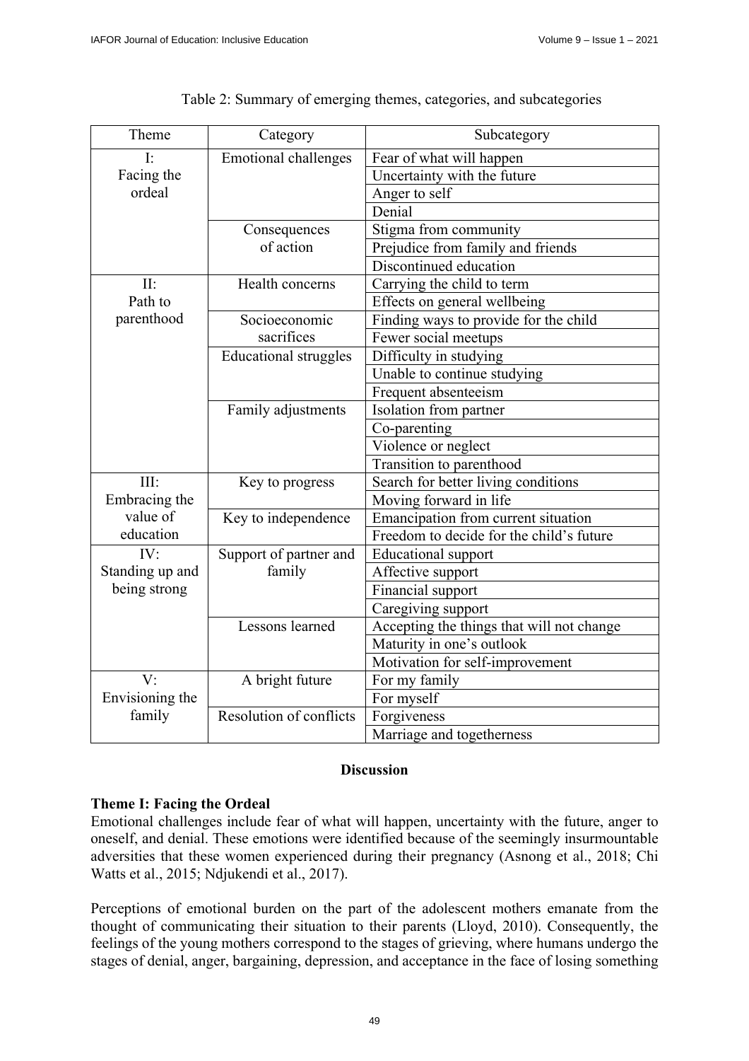Table 2: Summary of emerging themes, categories, and subcategories

| Theme | Category | Subcategory |
|---|---|---|
| I: Facing the ordeal | Emotional challenges | Fear of what will happen |
| | | Uncertainty with the future |
| | | Anger to self |
| | | Denial |
| | Consequences of action | Stigma from community |
| | | Prejudice from family and friends |
| | | Discontinued education |
| II: Path to parenthood | Health concerns | Carrying the child to term |
| | | Effects on general wellbeing |
| | Socioeconomic sacrifices | Finding ways to provide for the child |
| | | Fewer social meetups |
| | Educational struggles | Difficulty in studying |
| | | Unable to continue studying |
| | | Frequent absenteeism |
| | Family adjustments | Isolation from partner |
| | | Co-parenting |
| | | Violence or neglect |
| | | Transition to parenthood |
| III: Embracing the value of education | Key to progress | Search for better living conditions |
| | | Moving forward in life |
| | Key to independence | Emancipation from current situation |
| | | Freedom to decide for the child's future |
| IV: Standing up and being strong | Support of partner and family | Educational support |
| | | Affective support |
| | | Financial support |
| | | Caregiving support |
| | Lessons learned | Accepting the things that will not change |
| | | Maturity in one's outlook |
| | | Motivation for self-improvement |
| V: Envisioning the family | A bright future | For my family |
| | | For myself |
| | Resolution of conflicts | Forgiveness |
| | | Marriage and togetherness |

## Discussion

### Theme I: Facing the Ordeal

Emotional challenges include fear of what will happen, uncertainty with the future, anger to oneself, and denial. These emotions were identified because of the seemingly insurmountable adversities that these women experienced during their pregnancy (Asnong et al., 2018; Chi Watts et al., 2015; Ndjukendi et al., 2017).

Perceptions of emotional burden on the part of the adolescent mothers emanate from the thought of communicating their situation to their parents (Lloyd, 2010). Consequently, the feelings of the young mothers correspond to the stages of grieving, where humans undergo the stages of denial, anger, bargaining, depression, and acceptance in the face of losing something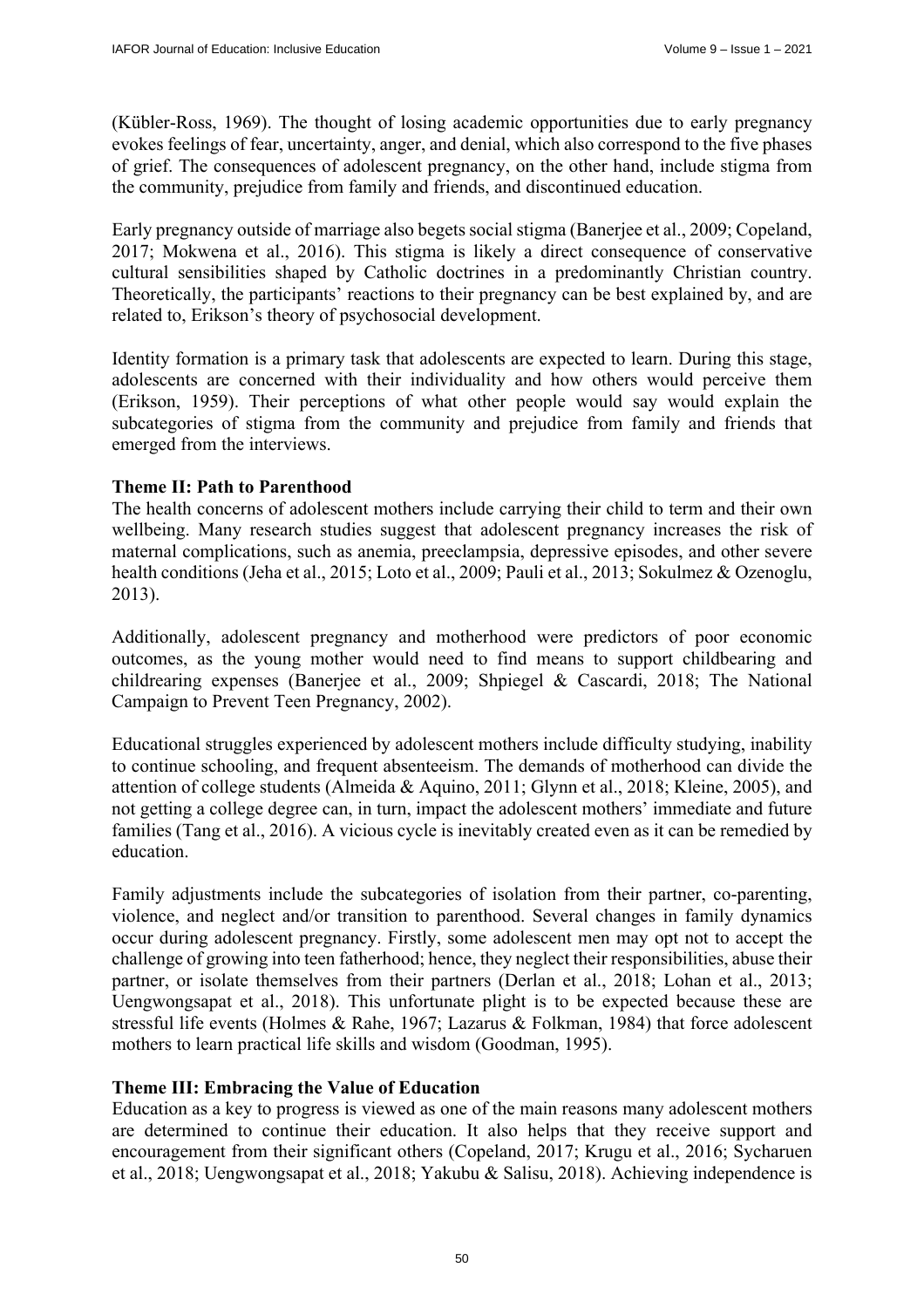(Kübler-Ross, 1969). The thought of losing academic opportunities due to early pregnancy evokes feelings of fear, uncertainty, anger, and denial, which also correspond to the five phases of grief. The consequences of adolescent pregnancy, on the other hand, include stigma from the community, prejudice from family and friends, and discontinued education.

Early pregnancy outside of marriage also begets social stigma (Banerjee et al., 2009; Copeland, 2017; Mokwena et al., 2016). This stigma is likely a direct consequence of conservative cultural sensibilities shaped by Catholic doctrines in a predominantly Christian country. Theoretically, the participants' reactions to their pregnancy can be best explained by, and are related to, Erikson's theory of psychosocial development.

Identity formation is a primary task that adolescents are expected to learn. During this stage, adolescents are concerned with their individuality and how others would perceive them (Erikson, 1959). Their perceptions of what other people would say would explain the subcategories of stigma from the community and prejudice from family and friends that emerged from the interviews.

**Theme II: Path to Parenthood**

The health concerns of adolescent mothers include carrying their child to term and their own wellbeing. Many research studies suggest that adolescent pregnancy increases the risk of maternal complications, such as anemia, preeclampsia, depressive episodes, and other severe health conditions (Jeha et al., 2015; Loto et al., 2009; Pauli et al., 2013; Sokulmez & Ozenoglu, 2013).

Additionally, adolescent pregnancy and motherhood were predictors of poor economic outcomes, as the young mother would need to find means to support childbearing and childrearing expenses (Banerjee et al., 2009; Shpiegel & Cascardi, 2018; The National Campaign to Prevent Teen Pregnancy, 2002).

Educational struggles experienced by adolescent mothers include difficulty studying, inability to continue schooling, and frequent absenteeism. The demands of motherhood can divide the attention of college students (Almeida & Aquino, 2011; Glynn et al., 2018; Kleine, 2005), and not getting a college degree can, in turn, impact the adolescent mothers' immediate and future families (Tang et al., 2016). A vicious cycle is inevitably created even as it can be remedied by education.

Family adjustments include the subcategories of isolation from their partner, co-parenting, violence, and neglect and/or transition to parenthood. Several changes in family dynamics occur during adolescent pregnancy. Firstly, some adolescent men may opt not to accept the challenge of growing into teen fatherhood; hence, they neglect their responsibilities, abuse their partner, or isolate themselves from their partners (Derlan et al., 2018; Lohan et al., 2013; Uengwongsapat et al., 2018). This unfortunate plight is to be expected because these are stressful life events (Holmes & Rahe, 1967; Lazarus & Folkman, 1984) that force adolescent mothers to learn practical life skills and wisdom (Goodman, 1995).

**Theme III: Embracing the Value of Education**

Education as a key to progress is viewed as one of the main reasons many adolescent mothers are determined to continue their education. It also helps that they receive support and encouragement from their significant others (Copeland, 2017; Krugu et al., 2016; Sycharuen et al., 2018; Uengwongsapat et al., 2018; Yakubu & Salisu, 2018). Achieving independence is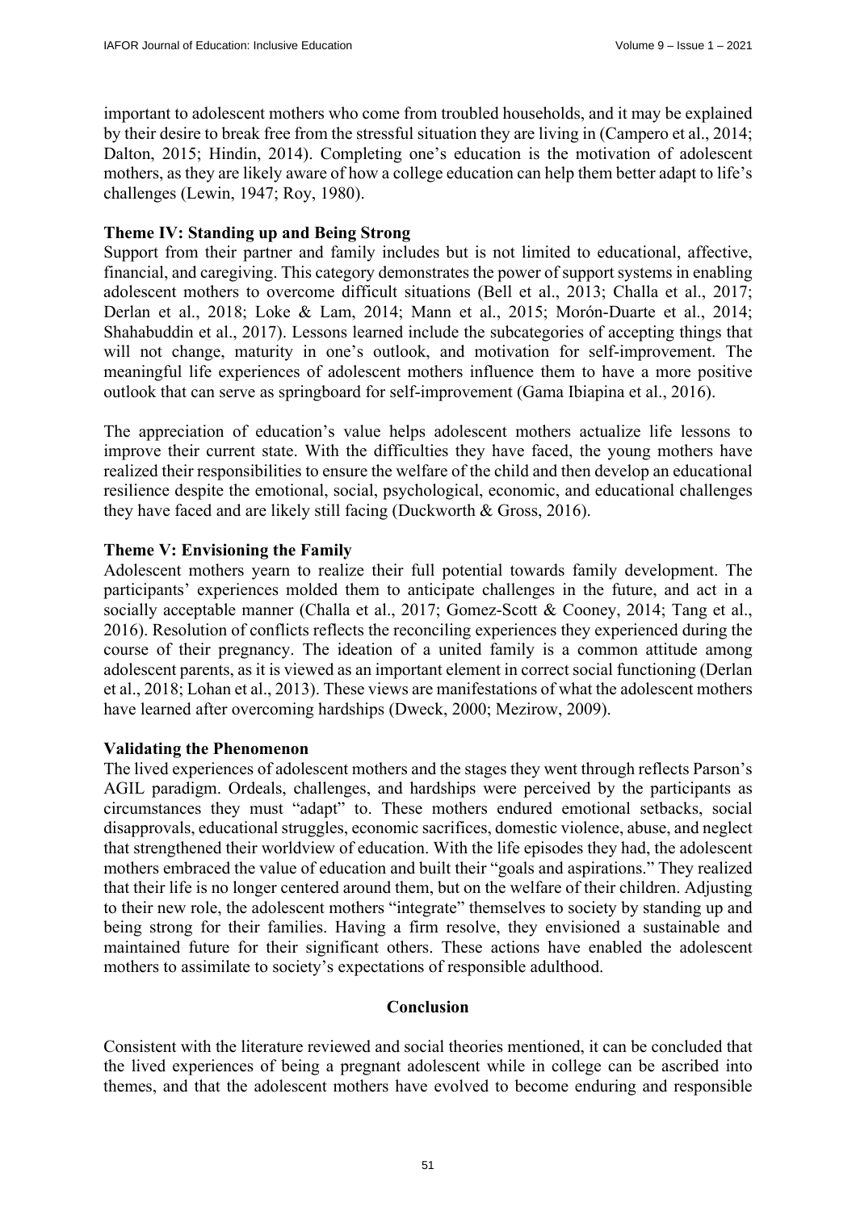important to adolescent mothers who come from troubled households, and it may be explained by their desire to break free from the stressful situation they are living in (Campero et al., 2014; Dalton, 2015; Hindin, 2014). Completing one's education is the motivation of adolescent mothers, as they are likely aware of how a college education can help them better adapt to life's challenges (Lewin, 1947; Roy, 1980).

**Theme IV: Standing up and Being Strong**

Support from their partner and family includes but is not limited to educational, affective, financial, and caregiving. This category demonstrates the power of support systems in enabling adolescent mothers to overcome difficult situations (Bell et al., 2013; Challa et al., 2017; Derlan et al., 2018; Loke & Lam, 2014; Mann et al., 2015; Morón-Duarte et al., 2014; Shahabuddin et al., 2017). Lessons learned include the subcategories of accepting things that will not change, maturity in one's outlook, and motivation for self-improvement. The meaningful life experiences of adolescent mothers influence them to have a more positive outlook that can serve as springboard for self-improvement (Gama Ibiapina et al., 2016).

The appreciation of education's value helps adolescent mothers actualize life lessons to improve their current state. With the difficulties they have faced, the young mothers have realized their responsibilities to ensure the welfare of the child and then develop an educational resilience despite the emotional, social, psychological, economic, and educational challenges they have faced and are likely still facing (Duckworth & Gross, 2016).

**Theme V: Envisioning the Family**

Adolescent mothers yearn to realize their full potential towards family development. The participants' experiences molded them to anticipate challenges in the future, and act in a socially acceptable manner (Challa et al., 2017; Gomez-Scott & Cooney, 2014; Tang et al., 2016). Resolution of conflicts reflects the reconciling experiences they experienced during the course of their pregnancy. The ideation of a united family is a common attitude among adolescent parents, as it is viewed as an important element in correct social functioning (Derlan et al., 2018; Lohan et al., 2013). These views are manifestations of what the adolescent mothers have learned after overcoming hardships (Dweck, 2000; Mezirow, 2009).

**Validating the Phenomenon**

The lived experiences of adolescent mothers and the stages they went through reflects Parson's AGIL paradigm. Ordeals, challenges, and hardships were perceived by the participants as circumstances they must "adapt" to. These mothers endured emotional setbacks, social disapprovals, educational struggles, economic sacrifices, domestic violence, abuse, and neglect that strengthened their worldview of education. With the life episodes they had, the adolescent mothers embraced the value of education and built their "goals and aspirations." They realized that their life is no longer centered around them, but on the welfare of their children. Adjusting to their new role, the adolescent mothers "integrate" themselves to society by standing up and being strong for their families. Having a firm resolve, they envisioned a sustainable and maintained future for their significant others. These actions have enabled the adolescent mothers to assimilate to society's expectations of responsible adulthood.

## Conclusion

Consistent with the literature reviewed and social theories mentioned, it can be concluded that the lived experiences of being a pregnant adolescent while in college can be ascribed into themes, and that the adolescent mothers have evolved to become enduring and responsible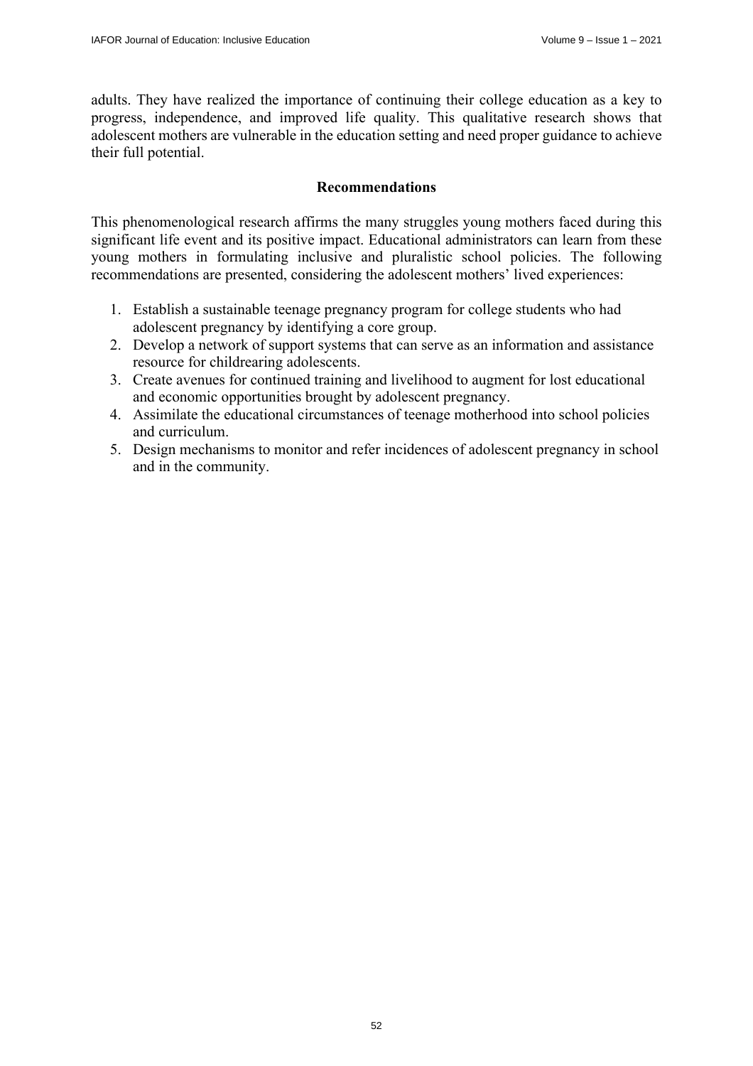adults. They have realized the importance of continuing their college education as a key to progress, independence, and improved life quality. This qualitative research shows that adolescent mothers are vulnerable in the education setting and need proper guidance to achieve their full potential.

## Recommendations

This phenomenological research affirms the many struggles young mothers faced during this significant life event and its positive impact. Educational administrators can learn from these young mothers in formulating inclusive and pluralistic school policies. The following recommendations are presented, considering the adolescent mothers' lived experiences:

1. Establish a sustainable teenage pregnancy program for college students who had adolescent pregnancy by identifying a core group.
2. Develop a network of support systems that can serve as an information and assistance resource for childrearing adolescents.
3. Create avenues for continued training and livelihood to augment for lost educational and economic opportunities brought by adolescent pregnancy.
4. Assimilate the educational circumstances of teenage motherhood into school policies and curriculum.
5. Design mechanisms to monitor and refer incidences of adolescent pregnancy in school and in the community.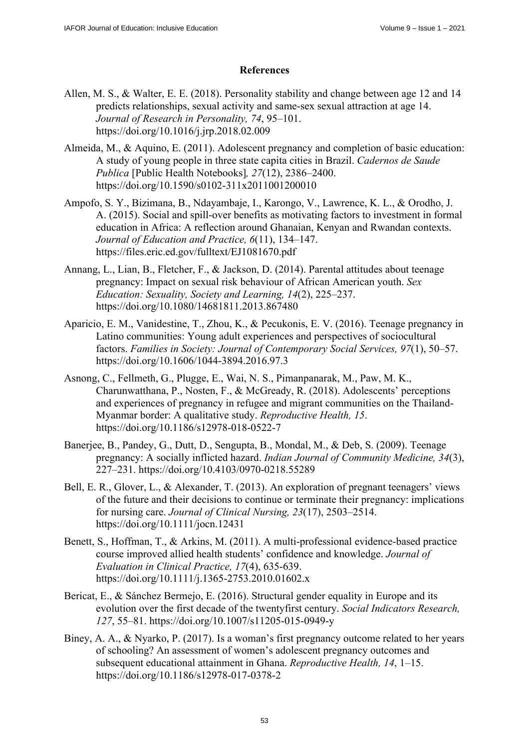## References

Allen, M. S., & Walter, E. E. (2018). Personality stability and change between age 12 and 14 predicts relationships, sexual activity and same-sex sexual attraction at age 14. *Journal of Research in Personality, 74*, 95–101. https://doi.org/10.1016/j.jrp.2018.02.009

Almeida, M., & Aquino, E. (2011). Adolescent pregnancy and completion of basic education: A study of young people in three state capita cities in Brazil. *Cadernos de Saude Publica* [Public Health Notebooks]*, 27*(12), 2386–2400. https://doi.org/10.1590/s0102-311x2011001200010

Ampofo, S. Y., Bizimana, B., Ndayambaje, I., Karongo, V., Lawrence, K. L., & Orodho, J. A. (2015). Social and spill-over benefits as motivating factors to investment in formal education in Africa: A reflection around Ghanaian, Kenyan and Rwandan contexts. *Journal of Education and Practice, 6*(11), 134–147. https://files.eric.ed.gov/fulltext/EJ1081670.pdf

Annang, L., Lian, B., Fletcher, F., & Jackson, D. (2014). Parental attitudes about teenage pregnancy: Impact on sexual risk behaviour of African American youth. *Sex Education: Sexuality, Society and Learning, 14*(2), 225–237. https://doi.org/10.1080/14681811.2013.867480

Aparicio, E. M., Vanidestine, T., Zhou, K., & Pecukonis, E. V. (2016). Teenage pregnancy in Latino communities: Young adult experiences and perspectives of sociocultural factors. *Families in Society: Journal of Contemporary Social Services, 97*(1), 50–57. https://doi.org/10.1606/1044-3894.2016.97.3

Asnong, C., Fellmeth, G., Plugge, E., Wai, N. S., Pimanpanarak, M., Paw, M. K., Charunwatthana, P., Nosten, F., & McGready, R. (2018). Adolescents' perceptions and experiences of pregnancy in refugee and migrant communities on the Thailand-Myanmar border: A qualitative study. *Reproductive Health, 15*. https://doi.org/10.1186/s12978-018-0522-7

Banerjee, B., Pandey, G., Dutt, D., Sengupta, B., Mondal, M., & Deb, S. (2009). Teenage pregnancy: A socially inflicted hazard. *Indian Journal of Community Medicine, 34*(3), 227–231. https://doi.org/10.4103/0970-0218.55289

Bell, E. R., Glover, L., & Alexander, T. (2013). An exploration of pregnant teenagers' views of the future and their decisions to continue or terminate their pregnancy: implications for nursing care. *Journal of Clinical Nursing, 23*(17), 2503–2514. https://doi.org/10.1111/jocn.12431

Benett, S., Hoffman, T., & Arkins, M. (2011). A multi-professional evidence-based practice course improved allied health students' confidence and knowledge. *Journal of Evaluation in Clinical Practice, 17*(4), 635-639. https://doi.org/10.1111/j.1365-2753.2010.01602.x

Bericat, E., & Sánchez Bermejo, E. (2016). Structural gender equality in Europe and its evolution over the first decade of the twentyfirst century. *Social Indicators Research, 127*, 55–81. https://doi.org/10.1007/s11205-015-0949-y

Biney, A. A., & Nyarko, P. (2017). Is a woman's first pregnancy outcome related to her years of schooling? An assessment of women's adolescent pregnancy outcomes and subsequent educational attainment in Ghana. *Reproductive Health, 14*, 1–15. https://doi.org/10.1186/s12978-017-0378-2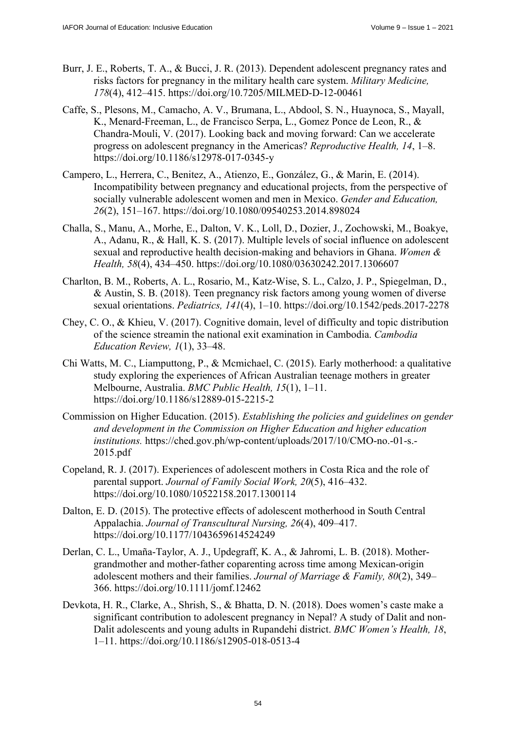Burr, J. E., Roberts, T. A., & Bucci, J. R. (2013). Dependent adolescent pregnancy rates and risks factors for pregnancy in the military health care system. *Military Medicine, 178*(4), 412–415. https://doi.org/10.7205/MILMED-D-12-00461

Caffe, S., Plesons, M., Camacho, A. V., Brumana, L., Abdool, S. N., Huaynoca, S., Mayall, K., Menard-Freeman, L., de Francisco Serpa, L., Gomez Ponce de Leon, R., & Chandra-Mouli, V. (2017). Looking back and moving forward: Can we accelerate progress on adolescent pregnancy in the Americas? *Reproductive Health, 14*, 1–8. https://doi.org/10.1186/s12978-017-0345-y

Campero, L., Herrera, C., Benitez, A., Atienzo, E., González, G., & Marin, E. (2014). Incompatibility between pregnancy and educational projects, from the perspective of socially vulnerable adolescent women and men in Mexico. *Gender and Education, 26*(2), 151–167. https://doi.org/10.1080/09540253.2014.898024

Challa, S., Manu, A., Morhe, E., Dalton, V. K., Loll, D., Dozier, J., Zochowski, M., Boakye, A., Adanu, R., & Hall, K. S. (2017). Multiple levels of social influence on adolescent sexual and reproductive health decision-making and behaviors in Ghana. *Women & Health, 58*(4), 434–450. https://doi.org/10.1080/03630242.2017.1306607

Charlton, B. M., Roberts, A. L., Rosario, M., Katz-Wise, S. L., Calzo, J. P., Spiegelman, D., & Austin, S. B. (2018). Teen pregnancy risk factors among young women of diverse sexual orientations. *Pediatrics, 141*(4), 1–10. https://doi.org/10.1542/peds.2017-2278

Chey, C. O., & Khieu, V. (2017). Cognitive domain, level of difficulty and topic distribution of the science streamin the national exit examination in Cambodia. *Cambodia Education Review, 1*(1), 33–48.

Chi Watts, M. C., Liamputtong, P., & Mcmichael, C. (2015). Early motherhood: a qualitative study exploring the experiences of African Australian teenage mothers in greater Melbourne, Australia. *BMC Public Health, 15*(1), 1–11. https://doi.org/10.1186/s12889-015-2215-2

Commission on Higher Education. (2015). *Establishing the policies and guidelines on gender and development in the Commission on Higher Education and higher education institutions.* https://ched.gov.ph/wp-content/uploads/2017/10/CMO-no.-01-s.-2015.pdf

Copeland, R. J. (2017). Experiences of adolescent mothers in Costa Rica and the role of parental support. *Journal of Family Social Work, 20*(5), 416–432. https://doi.org/10.1080/10522158.2017.1300114

Dalton, E. D. (2015). The protective effects of adolescent motherhood in South Central Appalachia. *Journal of Transcultural Nursing, 26*(4), 409–417. https://doi.org/10.1177/1043659614524249

Derlan, C. L., Umaña-Taylor, A. J., Updegraff, K. A., & Jahromi, L. B. (2018). Mother-grandmother and mother-father coparenting across time among Mexican-origin adolescent mothers and their families. *Journal of Marriage & Family, 80*(2), 349–366. https://doi.org/10.1111/jomf.12462

Devkota, H. R., Clarke, A., Shrish, S., & Bhatta, D. N. (2018). Does women's caste make a significant contribution to adolescent pregnancy in Nepal? A study of Dalit and non-Dalit adolescents and young adults in Rupandehi district. *BMC Women's Health, 18*, 1–11. https://doi.org/10.1186/s12905-018-0513-4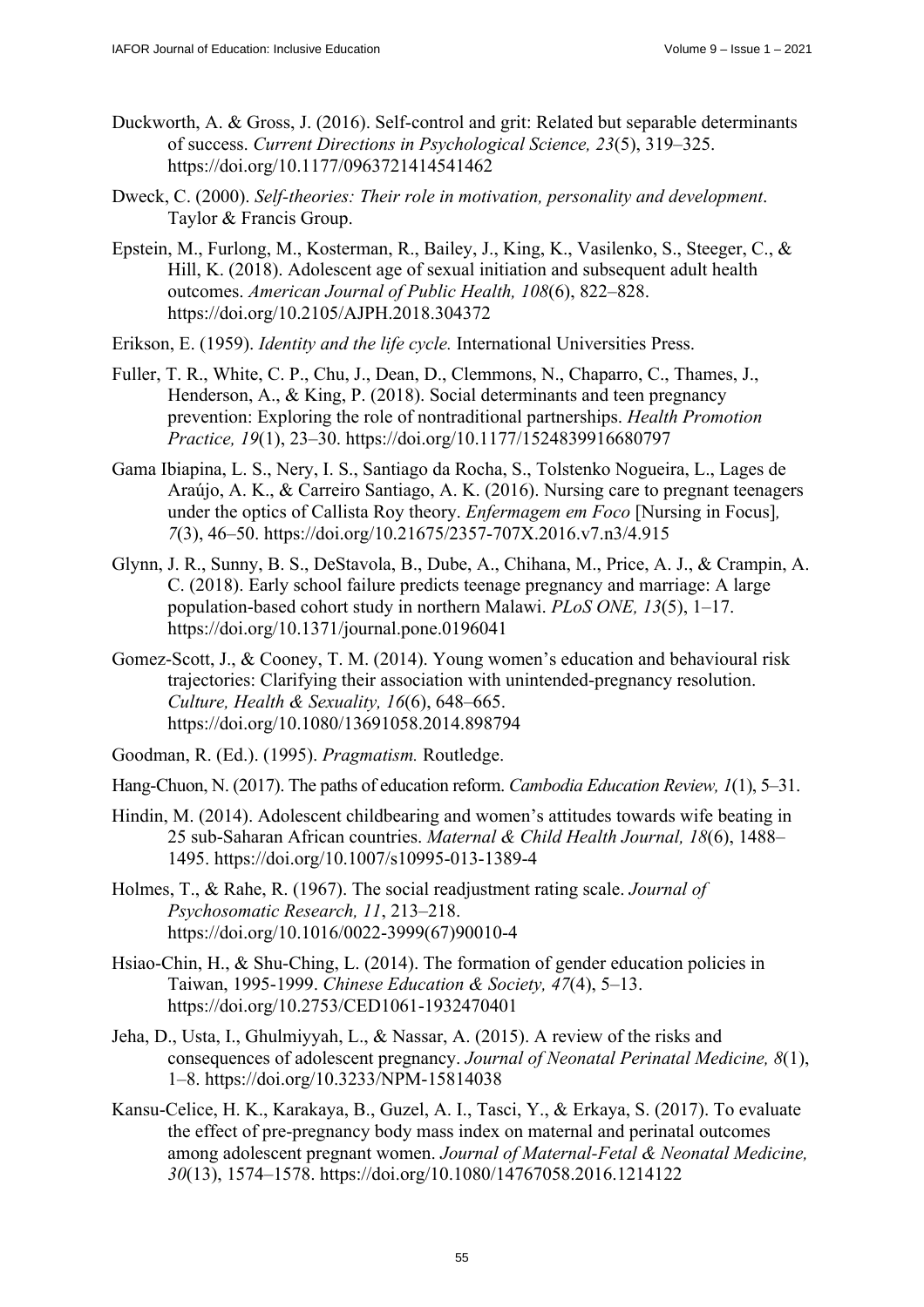Duckworth, A. & Gross, J. (2016). Self-control and grit: Related but separable determinants of success. *Current Directions in Psychological Science, 23*(5), 319–325. https://doi.org/10.1177/0963721414541462

Dweck, C. (2000). *Self-theories: Their role in motivation, personality and development*. Taylor & Francis Group.

Epstein, M., Furlong, M., Kosterman, R., Bailey, J., King, K., Vasilenko, S., Steeger, C., & Hill, K. (2018). Adolescent age of sexual initiation and subsequent adult health outcomes. *American Journal of Public Health, 108*(6), 822–828. https://doi.org/10.2105/AJPH.2018.304372

Erikson, E. (1959). *Identity and the life cycle.* International Universities Press.

Fuller, T. R., White, C. P., Chu, J., Dean, D., Clemmons, N., Chaparro, C., Thames, J., Henderson, A., & King, P. (2018). Social determinants and teen pregnancy prevention: Exploring the role of nontraditional partnerships. *Health Promotion Practice, 19*(1), 23–30. https://doi.org/10.1177/1524839916680797

Gama Ibiapina, L. S., Nery, I. S., Santiago da Rocha, S., Tolstenko Nogueira, L., Lages de Araújo, A. K., & Carreiro Santiago, A. K. (2016). Nursing care to pregnant teenagers under the optics of Callista Roy theory. *Enfermagem em Foco* [Nursing in Focus]*, 7*(3), 46–50. https://doi.org/10.21675/2357-707X.2016.v7.n3/4.915

Glynn, J. R., Sunny, B. S., DeStavola, B., Dube, A., Chihana, M., Price, A. J., & Crampin, A. C. (2018). Early school failure predicts teenage pregnancy and marriage: A large population-based cohort study in northern Malawi. *PLoS ONE, 13*(5), 1–17. https://doi.org/10.1371/journal.pone.0196041

Gomez-Scott, J., & Cooney, T. M. (2014). Young women's education and behavioural risk trajectories: Clarifying their association with unintended-pregnancy resolution. *Culture, Health & Sexuality, 16*(6), 648–665. https://doi.org/10.1080/13691058.2014.898794

Goodman, R. (Ed.). (1995). *Pragmatism.* Routledge.

Hang-Chuon, N. (2017). The paths of education reform. *Cambodia Education Review, 1*(1), 5–31.

Hindin, M. (2014). Adolescent childbearing and women's attitudes towards wife beating in 25 sub-Saharan African countries. *Maternal & Child Health Journal, 18*(6), 1488–1495. https://doi.org/10.1007/s10995-013-1389-4

Holmes, T., & Rahe, R. (1967). The social readjustment rating scale. *Journal of Psychosomatic Research, 11*, 213–218. https://doi.org/10.1016/0022-3999(67)90010-4

Hsiao-Chin, H., & Shu-Ching, L. (2014). The formation of gender education policies in Taiwan, 1995-1999. *Chinese Education & Society, 47*(4), 5–13. https://doi.org/10.2753/CED1061-1932470401

Jeha, D., Usta, I., Ghulmiyyah, L., & Nassar, A. (2015). A review of the risks and consequences of adolescent pregnancy. *Journal of Neonatal Perinatal Medicine, 8*(1), 1–8. https://doi.org/10.3233/NPM-15814038

Kansu-Celice, H. K., Karakaya, B., Guzel, A. I., Tasci, Y., & Erkaya, S. (2017). To evaluate the effect of pre-pregnancy body mass index on maternal and perinatal outcomes among adolescent pregnant women. *Journal of Maternal-Fetal & Neonatal Medicine, 30*(13), 1574–1578. https://doi.org/10.1080/14767058.2016.1214122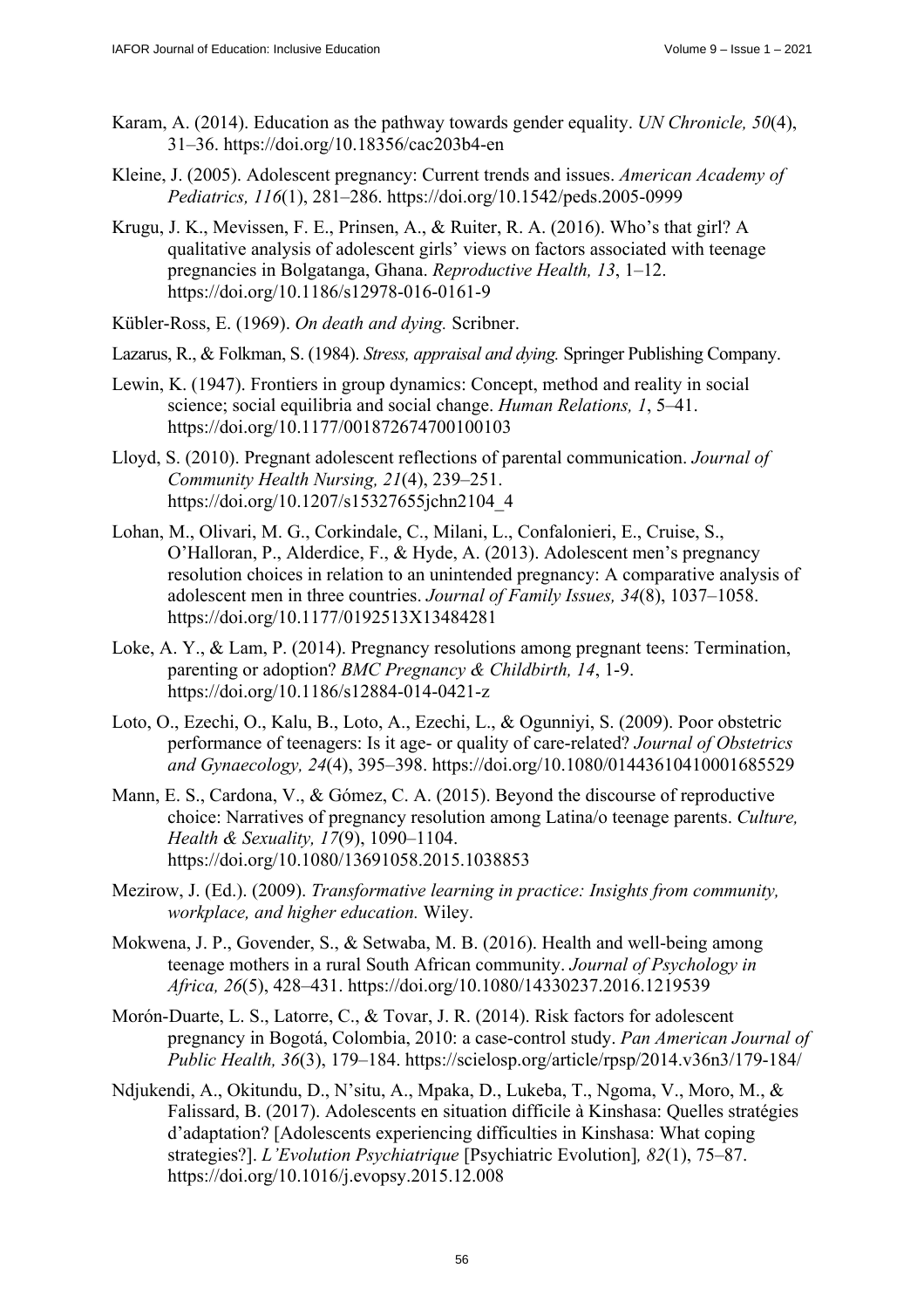Karam, A. (2014). Education as the pathway towards gender equality. *UN Chronicle, 50*(4), 31–36. https://doi.org/10.18356/cac203b4-en

Kleine, J. (2005). Adolescent pregnancy: Current trends and issues. *American Academy of Pediatrics, 116*(1), 281–286. https://doi.org/10.1542/peds.2005-0999

Krugu, J. K., Mevissen, F. E., Prinsen, A., & Ruiter, R. A. (2016). Who's that girl? A qualitative analysis of adolescent girls' views on factors associated with teenage pregnancies in Bolgatanga, Ghana. *Reproductive Health, 13*, 1–12. https://doi.org/10.1186/s12978-016-0161-9

Kübler-Ross, E. (1969). *On death and dying.* Scribner.

Lazarus, R., & Folkman, S. (1984). *Stress, appraisal and dying.* Springer Publishing Company.

Lewin, K. (1947). Frontiers in group dynamics: Concept, method and reality in social science; social equilibria and social change. *Human Relations, 1*, 5–41. https://doi.org/10.1177/001872674700100103

Lloyd, S. (2010). Pregnant adolescent reflections of parental communication. *Journal of Community Health Nursing, 21*(4), 239–251. https://doi.org/10.1207/s15327655jchn2104_4

Lohan, M., Olivari, M. G., Corkindale, C., Milani, L., Confalonieri, E., Cruise, S., O'Halloran, P., Alderdice, F., & Hyde, A. (2013). Adolescent men's pregnancy resolution choices in relation to an unintended pregnancy: A comparative analysis of adolescent men in three countries. *Journal of Family Issues, 34*(8), 1037–1058. https://doi.org/10.1177/0192513X13484281

Loke, A. Y., & Lam, P. (2014). Pregnancy resolutions among pregnant teens: Termination, parenting or adoption? *BMC Pregnancy & Childbirth, 14*, 1-9. https://doi.org/10.1186/s12884-014-0421-z

Loto, O., Ezechi, O., Kalu, B., Loto, A., Ezechi, L., & Ogunniyi, S. (2009). Poor obstetric performance of teenagers: Is it age- or quality of care-related? *Journal of Obstetrics and Gynaecology, 24*(4), 395–398. https://doi.org/10.1080/01443610410001685529

Mann, E. S., Cardona, V., & Gómez, C. A. (2015). Beyond the discourse of reproductive choice: Narratives of pregnancy resolution among Latina/o teenage parents. *Culture, Health & Sexuality, 17*(9), 1090–1104. https://doi.org/10.1080/13691058.2015.1038853

Mezirow, J. (Ed.). (2009). *Transformative learning in practice: Insights from community, workplace, and higher education.* Wiley.

Mokwena, J. P., Govender, S., & Setwaba, M. B. (2016). Health and well-being among teenage mothers in a rural South African community. *Journal of Psychology in Africa, 26*(5), 428–431. https://doi.org/10.1080/14330237.2016.1219539

Morón-Duarte, L. S., Latorre, C., & Tovar, J. R. (2014). Risk factors for adolescent pregnancy in Bogotá, Colombia, 2010: a case-control study. *Pan American Journal of Public Health, 36*(3), 179–184. https://scielosp.org/article/rpsp/2014.v36n3/179-184/

Ndjukendi, A., Okitundu, D., N'situ, A., Mpaka, D., Lukeba, T., Ngoma, V., Moro, M., & Falissard, B. (2017). Adolescents en situation difficile à Kinshasa: Quelles stratégies d'adaptation? [Adolescents experiencing difficulties in Kinshasa: What coping strategies?]. *L'Evolution Psychiatrique* [Psychiatric Evolution]*, 82*(1), 75–87. https://doi.org/10.1016/j.evopsy.2015.12.008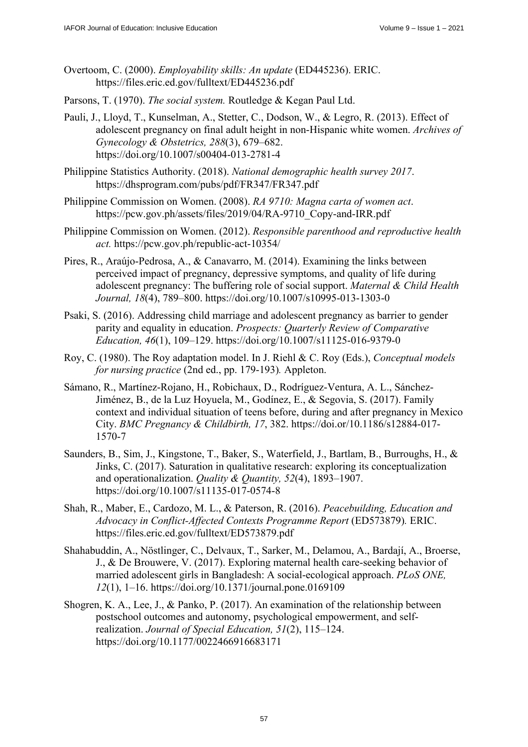Overtoom, C. (2000). *Employability skills: An update* (ED445236). ERIC. https://files.eric.ed.gov/fulltext/ED445236.pdf

Parsons, T. (1970). *The social system.* Routledge & Kegan Paul Ltd.

Pauli, J., Lloyd, T., Kunselman, A., Stetter, C., Dodson, W., & Legro, R. (2013). Effect of adolescent pregnancy on final adult height in non-Hispanic white women. *Archives of Gynecology & Obstetrics, 288*(3), 679–682. https://doi.org/10.1007/s00404-013-2781-4

Philippine Statistics Authority. (2018). *National demographic health survey 2017*. https://dhsprogram.com/pubs/pdf/FR347/FR347.pdf

Philippine Commission on Women. (2008). *RA 9710: Magna carta of women act*. https://pcw.gov.ph/assets/files/2019/04/RA-9710_Copy-and-IRR.pdf

Philippine Commission on Women. (2012). *Responsible parenthood and reproductive health act.* https://pcw.gov.ph/republic-act-10354/

Pires, R., Araújo-Pedrosa, A., & Canavarro, M. (2014). Examining the links between perceived impact of pregnancy, depressive symptoms, and quality of life during adolescent pregnancy: The buffering role of social support. *Maternal & Child Health Journal, 18*(4), 789–800. https://doi.org/10.1007/s10995-013-1303-0

Psaki, S. (2016). Addressing child marriage and adolescent pregnancy as barrier to gender parity and equality in education. *Prospects: Quarterly Review of Comparative Education, 46*(1), 109–129. https://doi.org/10.1007/s11125-016-9379-0

Roy, C. (1980). The Roy adaptation model. In J. Riehl & C. Roy (Eds.), *Conceptual models for nursing practice* (2nd ed., pp. 179-193)*.* Appleton.

Sámano, R., Martínez-Rojano, H., Robichaux, D., Rodríguez-Ventura, A. L., Sánchez-Jiménez, B., de la Luz Hoyuela, M., Godínez, E., & Segovia, S. (2017). Family context and individual situation of teens before, during and after pregnancy in Mexico City. *BMC Pregnancy & Childbirth, 17*, 382. https://doi.or/10.1186/s12884-017-1570-7

Saunders, B., Sim, J., Kingstone, T., Baker, S., Waterfield, J., Bartlam, B., Burroughs, H., & Jinks, C. (2017). Saturation in qualitative research: exploring its conceptualization and operationalization. *Quality & Quantity, 52*(4), 1893–1907. https://doi.org/10.1007/s11135-017-0574-8

Shah, R., Maber, E., Cardozo, M. L., & Paterson, R. (2016). *Peacebuilding, Education and Advocacy in Conflict-Affected Contexts Programme Report* (ED573879)*.* ERIC. https://files.eric.ed.gov/fulltext/ED573879.pdf

Shahabuddin, A., Nöstlinger, C., Delvaux, T., Sarker, M., Delamou, A., Bardají, A., Broerse, J., & De Brouwere, V. (2017). Exploring maternal health care-seeking behavior of married adolescent girls in Bangladesh: A social-ecological approach. *PLoS ONE, 12*(1), 1–16. https://doi.org/10.1371/journal.pone.0169109

Shogren, K. A., Lee, J., & Panko, P. (2017). An examination of the relationship between postschool outcomes and autonomy, psychological empowerment, and self-realization. *Journal of Special Education, 51*(2), 115–124. https://doi.org/10.1177/0022466916683171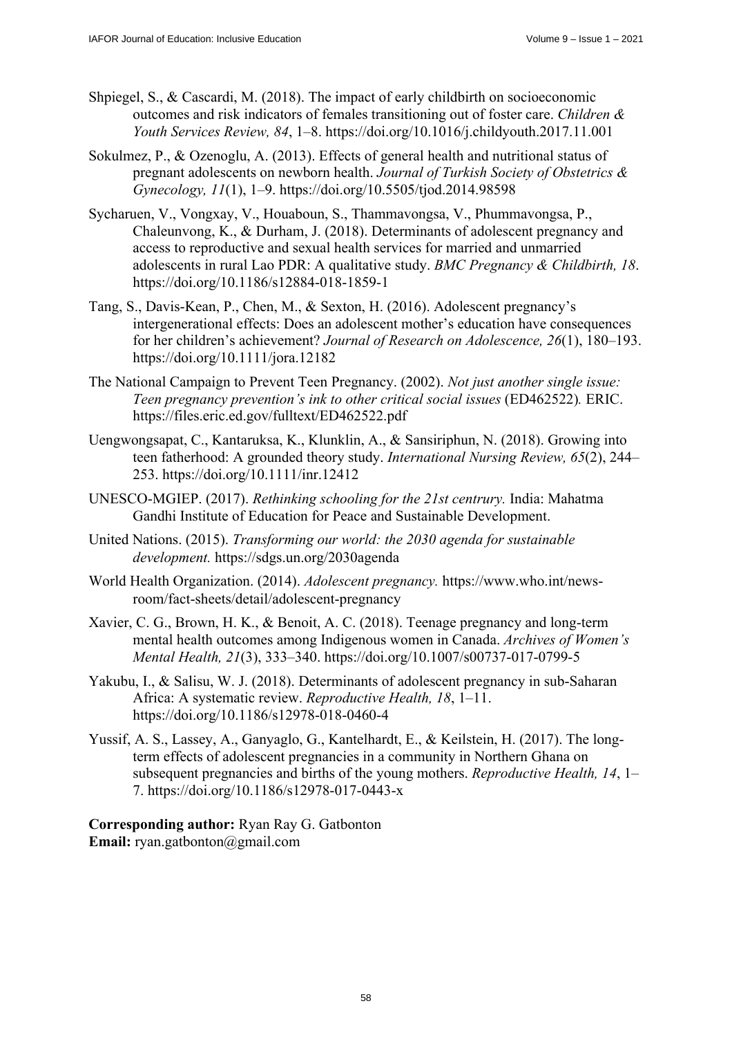Shpiegel, S., & Cascardi, M. (2018). The impact of early childbirth on socioeconomic outcomes and risk indicators of females transitioning out of foster care. *Children & Youth Services Review, 84*, 1–8. https://doi.org/10.1016/j.childyouth.2017.11.001

Sokulmez, P., & Ozenoglu, A. (2013). Effects of general health and nutritional status of pregnant adolescents on newborn health. *Journal of Turkish Society of Obstetrics & Gynecology, 11*(1), 1–9. https://doi.org/10.5505/tjod.2014.98598

Sycharuen, V., Vongxay, V., Houaboun, S., Thammavongsa, V., Phummavongsa, P., Chaleunvong, K., & Durham, J. (2018). Determinants of adolescent pregnancy and access to reproductive and sexual health services for married and unmarried adolescents in rural Lao PDR: A qualitative study. *BMC Pregnancy & Childbirth, 18*. https://doi.org/10.1186/s12884-018-1859-1

Tang, S., Davis-Kean, P., Chen, M., & Sexton, H. (2016). Adolescent pregnancy's intergenerational effects: Does an adolescent mother's education have consequences for her children's achievement? *Journal of Research on Adolescence, 26*(1), 180–193. https://doi.org/10.1111/jora.12182

The National Campaign to Prevent Teen Pregnancy. (2002). *Not just another single issue: Teen pregnancy prevention's ink to other critical social issues* (ED462522)*.* ERIC. https://files.eric.ed.gov/fulltext/ED462522.pdf

Uengwongsapat, C., Kantaruksa, K., Klunklin, A., & Sansiriphun, N. (2018). Growing into teen fatherhood: A grounded theory study. *International Nursing Review, 65*(2), 244–253. https://doi.org/10.1111/inr.12412

UNESCO-MGIEP. (2017). *Rethinking schooling for the 21st centrury.* India: Mahatma Gandhi Institute of Education for Peace and Sustainable Development.

United Nations. (2015). *Transforming our world: the 2030 agenda for sustainable development.* https://sdgs.un.org/2030agenda

World Health Organization. (2014). *Adolescent pregnancy.* https://www.who.int/news-room/fact-sheets/detail/adolescent-pregnancy

Xavier, C. G., Brown, H. K., & Benoit, A. C. (2018). Teenage pregnancy and long-term mental health outcomes among Indigenous women in Canada. *Archives of Women's Mental Health, 21*(3), 333–340. https://doi.org/10.1007/s00737-017-0799-5

Yakubu, I., & Salisu, W. J. (2018). Determinants of adolescent pregnancy in sub-Saharan Africa: A systematic review. *Reproductive Health, 18*, 1–11. https://doi.org/10.1186/s12978-018-0460-4

Yussif, A. S., Lassey, A., Ganyaglo, G., Kantelhardt, E., & Keilstein, H. (2017). The long-term effects of adolescent pregnancies in a community in Northern Ghana on subsequent pregnancies and births of the young mothers. *Reproductive Health, 14*, 1–7. https://doi.org/10.1186/s12978-017-0443-x

**Corresponding author:** Ryan Ray G. Gatbonton
**Email:** ryan.gatbonton@gmail.com